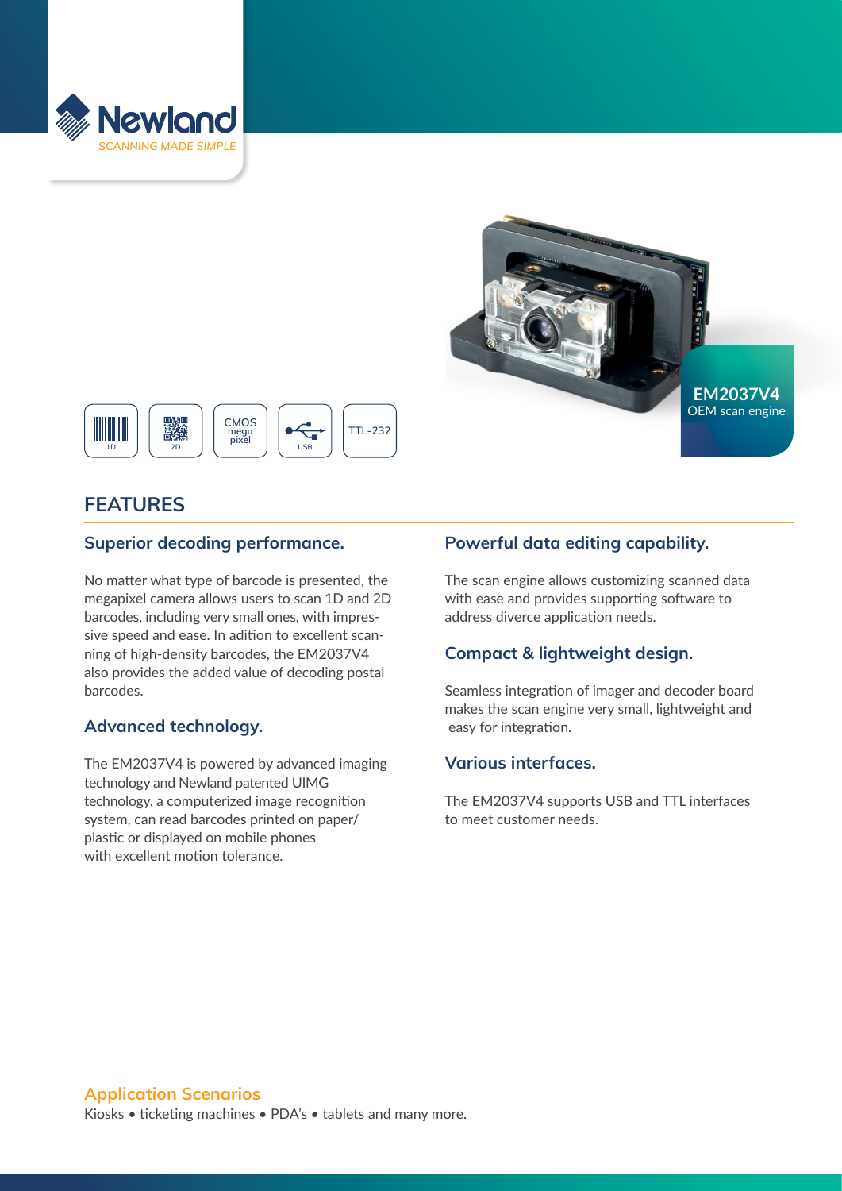Newland

SCANNING MADE SIMPLE

**EM2037V4**
OEM scan engine

1D | 2D | CMOS mega pixel | USB | TTL-232

## FEATURES

### Superior decoding performance.

No matter what type of barcode is presented, the megapixel camera allows users to scan 1D and 2D barcodes, including very small ones, with impressive speed and ease. In adition to excellent scanning of high-density barcodes, the EM2037V4 also provides the added value of decoding postal barcodes.

### Advanced technology.

The EM2037V4 is powered by advanced imaging technology and Newland patented UIMG technology, a computerized image recognition system, can read barcodes printed on paper/plastic or displayed on mobile phones with excellent motion tolerance.

### Powerful data editing capability.

The scan engine allows customizing scanned data with ease and provides supporting software to address diverce application needs.

### Compact & lightweight design.

Seamless integration of imager and decoder board makes the scan engine very small, lightweight and easy for integration.

### Various interfaces.

The EM2037V4 supports USB and TTL interfaces to meet customer needs.

### Application Scenarios

Kiosks • ticketing machines • PDA's • tablets and many more.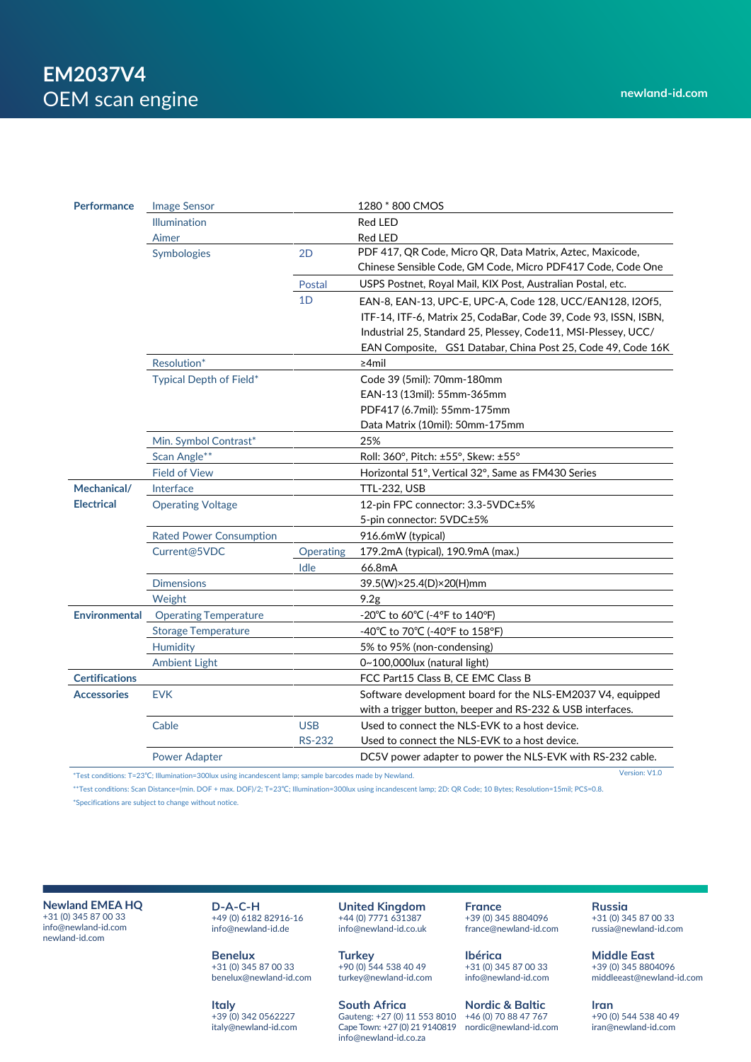# EM2037V4
OEM scan engine

newland-id.com

| | | | |
|---|---|---|---|
| Performance | Image Sensor | | 1280 * 800 CMOS |
| | Illumination | | Red LED |
| | Aimer | | Red LED |
| | Symbologies | 2D | PDF 417, QR Code, Micro QR, Data Matrix, Aztec, Maxicode, Chinese Sensible Code, GM Code, Micro PDF417 Code, Code One |
| | | Postal | USPS Postnet, Royal Mail, KIX Post, Australian Postal, etc. |
| | | 1D | EAN-8, EAN-13, UPC-E, UPC-A, Code 128, UCC/EAN128, I2Of5, ITF-14, ITF-6, Matrix 25, CodaBar, Code 39, Code 93, ISSN, ISBN, Industrial 25, Standard 25, Plessey, Code11, MSI-Plessey, UCC/ EAN Composite, GS1 Databar, China Post 25, Code 49, Code 16K |
| | Resolution* | | ≥4mil |
| | Typical Depth of Field* | | Code 39 (5mil): 70mm-180mm<br>EAN-13 (13mil): 55mm-365mm<br>PDF417 (6.7mil): 55mm-175mm<br>Data Matrix (10mil): 50mm-175mm |
| | Min. Symbol Contrast* | | 25% |
| | Scan Angle** | | Roll: 360°, Pitch: ±55°, Skew: ±55° |
| | Field of View | | Horizontal 51°, Vertical 32°, Same as FM430 Series |
| Mechanical/ Electrical | Interface | | TTL-232, USB |
| | Operating Voltage | | 12-pin FPC connector: 3.3-5VDC±5%<br>5-pin connector: 5VDC±5% |
| | Rated Power Consumption | | 916.6mW (typical) |
| | Current@5VDC | Operating | 179.2mA (typical), 190.9mA (max.) |
| | | Idle | 66.8mA |
| | Dimensions | | 39.5(W)×25.4(D)×20(H)mm |
| | Weight | | 9.2g |
| Environmental | Operating Temperature | | -20℃ to 60℃ (-4°F to 140°F) |
| | Storage Temperature | | -40℃ to 70℃ (-40°F to 158°F) |
| | Humidity | | 5% to 95% (non-condensing) |
| | Ambient Light | | 0~100,000lux (natural light) |
| Certifications | | | FCC Part15 Class B, CE EMC Class B |
| Accessories | EVK | | Software development board for the NLS-EM2037 V4, equipped with a trigger button, beeper and RS-232 & USB interfaces. |
| | Cable | USB | Used to connect the NLS-EVK to a host device. |
| | | RS-232 | Used to connect the NLS-EVK to a host device. |
| | Power Adapter | | DC5V power adapter to power the NLS-EVK with RS-232 cable. |

*Test conditions: T=23℃; Illumination=300lux using incandescent lamp; sample barcodes made by Newland.

**Test conditions: Scan Distance=(min. DOF + max. DOF)/2; T=23℃; Illumination=300lux using incandescent lamp; 2D: QR Code; 10 Bytes; Resolution=15mil; PCS=0.8.

*Specifications are subject to change without notice.

Version: V1.0

**Newland EMEA HQ**
+31 (0) 345 87 00 33
info@newland-id.com
newland-id.com

**D-A-C-H**
+49 (0) 6182 82916-16
info@newland-id.de

**Benelux**
+31 (0) 345 87 00 33
benelux@newland-id.com

**Italy**
+39 (0) 342 0562227
italy@newland-id.com

**United Kingdom**
+44 (0) 7771 631387
info@newland-id.co.uk

**Turkey**
+90 (0) 544 538 40 49
turkey@newland-id.com

**South Africa**
Gauteng: +27 (0) 11 553 8010
Cape Town: +27 (0) 21 9140819
info@newland-id.co.za

**France**
+39 (0) 345 8804096
france@newland-id.com

**Ibérica**
+31 (0) 345 87 00 33
info@newland-id.com

**Nordic & Baltic**
+46 (0) 70 88 47 767
nordic@newland-id.com

**Russia**
+31 (0) 345 87 00 33
russia@newland-id.com

**Middle East**
+39 (0) 345 8804096
middleeast@newland-id.com

**Iran**
+90 (0) 544 538 40 49
iran@newland-id.com